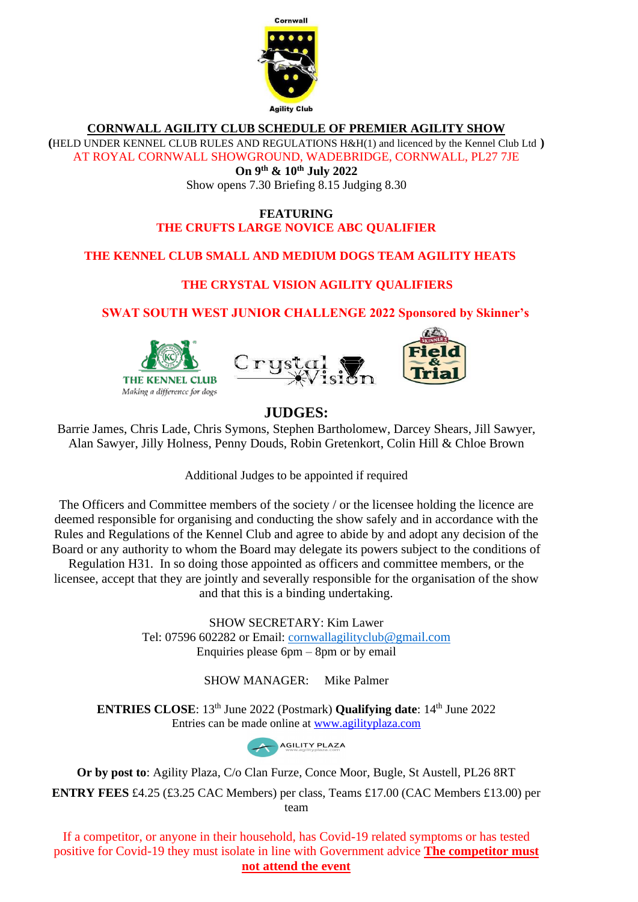Cornwall

Agility Club

## CORNWALL AGILITY CLUB SCHEDULE OF PREMIER AGILITY SHOW

(HELD UNDER KENNEL CLUB RULES AND REGULATIONS H&H(1) and licenced by the Kennel Club Ltd )

AT ROYAL CORNWALL SHOWGROUND, WADEBRIDGE, CORNWALL, PL27 7JE

**On 9th & 10th July 2022**

Show opens 7.30 Briefing 8.15 Judging 8.30

**FEATURING**

**THE CRUFTS LARGE NOVICE ABC QUALIFIER**

**THE KENNEL CLUB SMALL AND MEDIUM DOGS TEAM AGILITY HEATS**

**THE CRYSTAL VISION AGILITY QUALIFIERS**

**SWAT SOUTH WEST JUNIOR CHALLENGE 2022 Sponsored by Skinner's**

THE KENNEL CLUB *Making a difference for dogs*

Crystal Vision

Skinner's Field & Trial

## JUDGES:

Barrie James, Chris Lade, Chris Symons, Stephen Bartholomew, Darcey Shears, Jill Sawyer, Alan Sawyer, Jilly Holness, Penny Douds, Robin Gretenkort, Colin Hill & Chloe Brown

Additional Judges to be appointed if required

The Officers and Committee members of the society / or the licensee holding the licence are deemed responsible for organising and conducting the show safely and in accordance with the Rules and Regulations of the Kennel Club and agree to abide by and adopt any decision of the Board or any authority to whom the Board may delegate its powers subject to the conditions of Regulation H31. In so doing those appointed as officers and committee members, or the licensee, accept that they are jointly and severally responsible for the organisation of the show and that this is a binding undertaking.

SHOW SECRETARY: Kim Lawer
Tel: 07596 602282 or Email: cornwallagilityclub@gmail.com
Enquiries please 6pm – 8pm or by email

SHOW MANAGER: Mike Palmer

**ENTRIES CLOSE**: 13th June 2022 (Postmark) **Qualifying date**: 14th June 2022
Entries can be made online at www.agilityplaza.com

AGILITY PLAZA

**Or by post to**: Agility Plaza, C/o Clan Furze, Conce Moor, Bugle, St Austell, PL26 8RT

**ENTRY FEES** £4.25 (£3.25 CAC Members) per class, Teams £17.00 (CAC Members £13.00) per team

If a competitor, or anyone in their household, has Covid-19 related symptoms or has tested positive for Covid-19 they must isolate in line with Government advice **The competitor must not attend the event**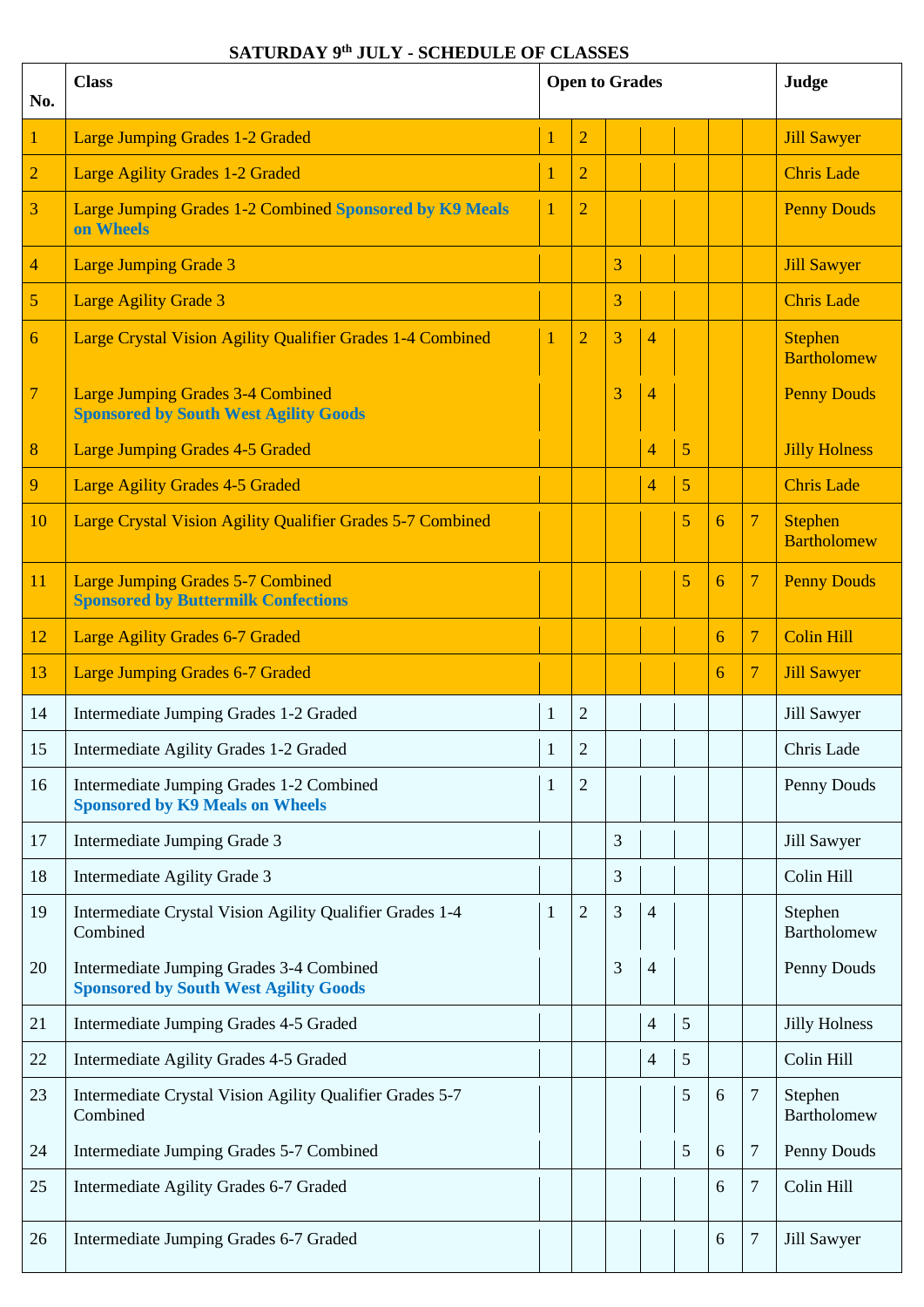**SATURDAY 9th JULY - SCHEDULE OF CLASSES**

| No. | Class | Open to Grades | | | | | | | Judge |
|---|---|---|---|---|---|---|---|---|---|
| 1 | Large Jumping Grades 1-2 Graded | 1 | 2 | | | | | | Jill Sawyer |
| 2 | Large Agility Grades 1-2 Graded | 1 | 2 | | | | | | Chris Lade |
| 3 | Large Jumping Grades 1-2 Combined **Sponsored by K9 Meals on Wheels** | 1 | 2 | | | | | | Penny Douds |
| 4 | Large Jumping Grade 3 | | | 3 | | | | | Jill Sawyer |
| 5 | Large Agility Grade 3 | | | 3 | | | | | Chris Lade |
| 6 | Large Crystal Vision Agility Qualifier Grades 1-4 Combined | 1 | 2 | 3 | 4 | | | | Stephen Bartholomew |
| 7 | Large Jumping Grades 3-4 Combined **Sponsored by South West Agility Goods** | | | 3 | 4 | | | | Penny Douds |
| 8 | Large Jumping Grades 4-5 Graded | | | | 4 | 5 | | | Jilly Holness |
| 9 | Large Agility Grades 4-5 Graded | | | | 4 | 5 | | | Chris Lade |
| 10 | Large Crystal Vision Agility Qualifier Grades 5-7 Combined | | | | | 5 | 6 | 7 | Stephen Bartholomew |
| 11 | Large Jumping Grades 5-7 Combined **Sponsored by Buttermilk Confections** | | | | | 5 | 6 | 7 | Penny Douds |
| 12 | Large Agility Grades 6-7 Graded | | | | | | 6 | 7 | Colin Hill |
| 13 | Large Jumping Grades 6-7 Graded | | | | | | 6 | 7 | Jill Sawyer |
| 14 | Intermediate Jumping Grades 1-2 Graded | 1 | 2 | | | | | | Jill Sawyer |
| 15 | Intermediate Agility Grades 1-2 Graded | 1 | 2 | | | | | | Chris Lade |
| 16 | Intermediate Jumping Grades 1-2 Combined **Sponsored by K9 Meals on Wheels** | 1 | 2 | | | | | | Penny Douds |
| 17 | Intermediate Jumping Grade 3 | | | 3 | | | | | Jill Sawyer |
| 18 | Intermediate Agility Grade 3 | | | 3 | | | | | Colin Hill |
| 19 | Intermediate Crystal Vision Agility Qualifier Grades 1-4 Combined | 1 | 2 | 3 | 4 | | | | Stephen Bartholomew |
| 20 | Intermediate Jumping Grades 3-4 Combined **Sponsored by South West Agility Goods** | | | 3 | 4 | | | | Penny Douds |
| 21 | Intermediate Jumping Grades 4-5 Graded | | | | 4 | 5 | | | Jilly Holness |
| 22 | Intermediate Agility Grades 4-5 Graded | | | | 4 | 5 | | | Colin Hill |
| 23 | Intermediate Crystal Vision Agility Qualifier Grades 5-7 Combined | | | | | 5 | 6 | 7 | Stephen Bartholomew |
| 24 | Intermediate Jumping Grades 5-7 Combined | | | | | 5 | 6 | 7 | Penny Douds |
| 25 | Intermediate Agility Grades 6-7 Graded | | | | | | 6 | 7 | Colin Hill |
| 26 | Intermediate Jumping Grades 6-7 Graded | | | | | | 6 | 7 | Jill Sawyer |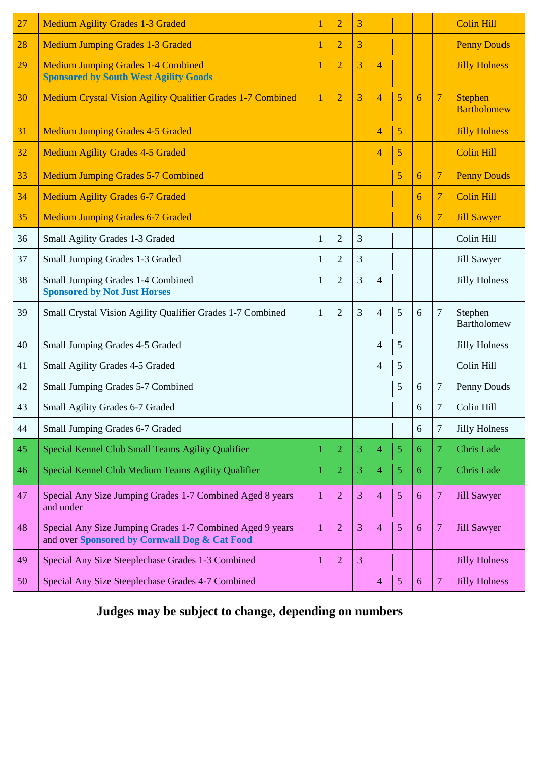| | | | | | | | | | |
|---|---|---|---|---|---|---|---|---|---|
| 27 | Medium Agility Grades 1-3 Graded | 1 | 2 | 3 | | | | | Colin Hill |
| 28 | Medium Jumping Grades 1-3 Graded | 1 | 2 | 3 | | | | | Penny Douds |
| 29 | Medium Jumping Grades 1-4 Combined **Sponsored by South West Agility Goods** | 1 | 2 | 3 | 4 | | | | Jilly Holness |
| 30 | Medium Crystal Vision Agility Qualifier Grades 1-7 Combined | 1 | 2 | 3 | 4 | 5 | 6 | 7 | Stephen Bartholomew |
| 31 | Medium Jumping Grades 4-5 Graded | | | | 4 | 5 | | | Jilly Holness |
| 32 | Medium Agility Grades 4-5 Graded | | | | 4 | 5 | | | Colin Hill |
| 33 | Medium Jumping Grades 5-7 Combined | | | | | 5 | 6 | 7 | Penny Douds |
| 34 | Medium Agility Grades 6-7 Graded | | | | | | 6 | 7 | Colin Hill |
| 35 | Medium Jumping Grades 6-7 Graded | | | | | | 6 | 7 | Jill Sawyer |
| 36 | Small Agility Grades 1-3 Graded | 1 | 2 | 3 | | | | | Colin Hill |
| 37 | Small Jumping Grades 1-3 Graded | 1 | 2 | 3 | | | | | Jill Sawyer |
| 38 | Small Jumping Grades 1-4 Combined **Sponsored by Not Just Horses** | 1 | 2 | 3 | 4 | | | | Jilly Holness |
| 39 | Small Crystal Vision Agility Qualifier Grades 1-7 Combined | 1 | 2 | 3 | 4 | 5 | 6 | 7 | Stephen Bartholomew |
| 40 | Small Jumping Grades 4-5 Graded | | | | 4 | 5 | | | Jilly Holness |
| 41 | Small Agility Grades 4-5 Graded | | | | 4 | 5 | | | Colin Hill |
| 42 | Small Jumping Grades 5-7 Combined | | | | | 5 | 6 | 7 | Penny Douds |
| 43 | Small Agility Grades 6-7 Graded | | | | | | 6 | 7 | Colin Hill |
| 44 | Small Jumping Grades 6-7 Graded | | | | | | 6 | 7 | Jilly Holness |
| 45 | Special Kennel Club Small Teams Agility Qualifier | 1 | 2 | 3 | 4 | 5 | 6 | 7 | Chris Lade |
| 46 | Special Kennel Club Medium Teams Agility Qualifier | 1 | 2 | 3 | 4 | 5 | 6 | 7 | Chris Lade |
| 47 | Special Any Size Jumping Grades 1-7 Combined Aged 8 years and under | 1 | 2 | 3 | 4 | 5 | 6 | 7 | Jill Sawyer |
| 48 | Special Any Size Jumping Grades 1-7 Combined Aged 9 years and over **Sponsored by Cornwall Dog & Cat Food** | 1 | 2 | 3 | 4 | 5 | 6 | 7 | Jill Sawyer |
| 49 | Special Any Size Steeplechase Grades 1-3 Combined | 1 | 2 | 3 | | | | | Jilly Holness |
| 50 | Special Any Size Steeplechase Grades 4-7 Combined | | | | 4 | 5 | 6 | 7 | Jilly Holness |

**Judges may be subject to change, depending on numbers**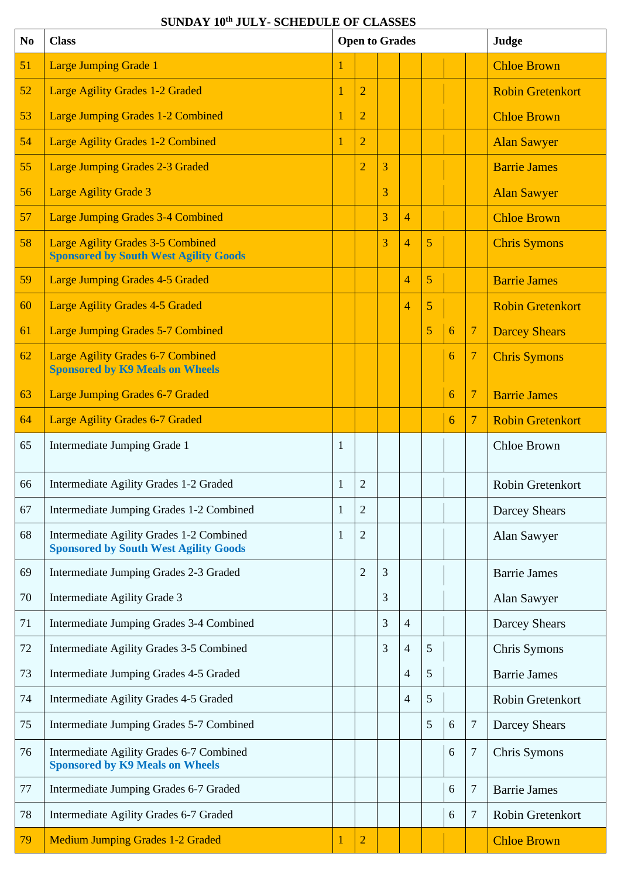**SUNDAY 10th JULY- SCHEDULE OF CLASSES**

| No | Class | Open to Grades | | | | | | | Judge |
|---|---|---|---|---|---|---|---|---|---|
| 51 | Large Jumping Grade 1 | 1 | | | | | | | Chloe Brown |
| 52 | Large Agility Grades 1-2 Graded | 1 | 2 | | | | | | Robin Gretenkort |
| 53 | Large Jumping Grades 1-2 Combined | 1 | 2 | | | | | | Chloe Brown |
| 54 | Large Agility Grades 1-2 Combined | 1 | 2 | | | | | | Alan Sawyer |
| 55 | Large Jumping Grades 2-3 Graded | | 2 | 3 | | | | | Barrie James |
| 56 | Large Agility Grade 3 | | | 3 | | | | | Alan Sawyer |
| 57 | Large Jumping Grades 3-4 Combined | | | 3 | 4 | | | | Chloe Brown |
| 58 | Large Agility Grades 3-5 Combined<br>**Sponsored by South West Agility Goods** | | | 3 | 4 | 5 | | | Chris Symons |
| 59 | Large Jumping Grades 4-5 Graded | | | | 4 | 5 | | | Barrie James |
| 60 | Large Agility Grades 4-5 Graded | | | | 4 | 5 | | | Robin Gretenkort |
| 61 | Large Jumping Grades 5-7 Combined | | | | | 5 | 6 | 7 | Darcey Shears |
| 62 | Large Agility Grades 6-7 Combined<br>**Sponsored by K9 Meals on Wheels** | | | | | | 6 | 7 | Chris Symons |
| 63 | Large Jumping Grades 6-7 Graded | | | | | | 6 | 7 | Barrie James |
| 64 | Large Agility Grades 6-7 Graded | | | | | | 6 | 7 | Robin Gretenkort |
| 65 | Intermediate Jumping Grade 1 | 1 | | | | | | | Chloe Brown |
| 66 | Intermediate Agility Grades 1-2 Graded | 1 | 2 | | | | | | Robin Gretenkort |
| 67 | Intermediate Jumping Grades 1-2 Combined | 1 | 2 | | | | | | Darcey Shears |
| 68 | Intermediate Agility Grades 1-2 Combined<br>**Sponsored by South West Agility Goods** | 1 | 2 | | | | | | Alan Sawyer |
| 69 | Intermediate Jumping Grades 2-3 Graded | | 2 | 3 | | | | | Barrie James |
| 70 | Intermediate Agility Grade 3 | | | 3 | | | | | Alan Sawyer |
| 71 | Intermediate Jumping Grades 3-4 Combined | | | 3 | 4 | | | | Darcey Shears |
| 72 | Intermediate Agility Grades 3-5 Combined | | | 3 | 4 | 5 | | | Chris Symons |
| 73 | Intermediate Jumping Grades 4-5 Graded | | | | 4 | 5 | | | Barrie James |
| 74 | Intermediate Agility Grades 4-5 Graded | | | | 4 | 5 | | | Robin Gretenkort |
| 75 | Intermediate Jumping Grades 5-7 Combined | | | | | 5 | 6 | 7 | Darcey Shears |
| 76 | Intermediate Agility Grades 6-7 Combined<br>**Sponsored by K9 Meals on Wheels** | | | | | | 6 | 7 | Chris Symons |
| 77 | Intermediate Jumping Grades 6-7 Graded | | | | | | 6 | 7 | Barrie James |
| 78 | Intermediate Agility Grades 6-7 Graded | | | | | | 6 | 7 | Robin Gretenkort |
| 79 | Medium Jumping Grades 1-2 Graded | 1 | 2 | | | | | | Chloe Brown |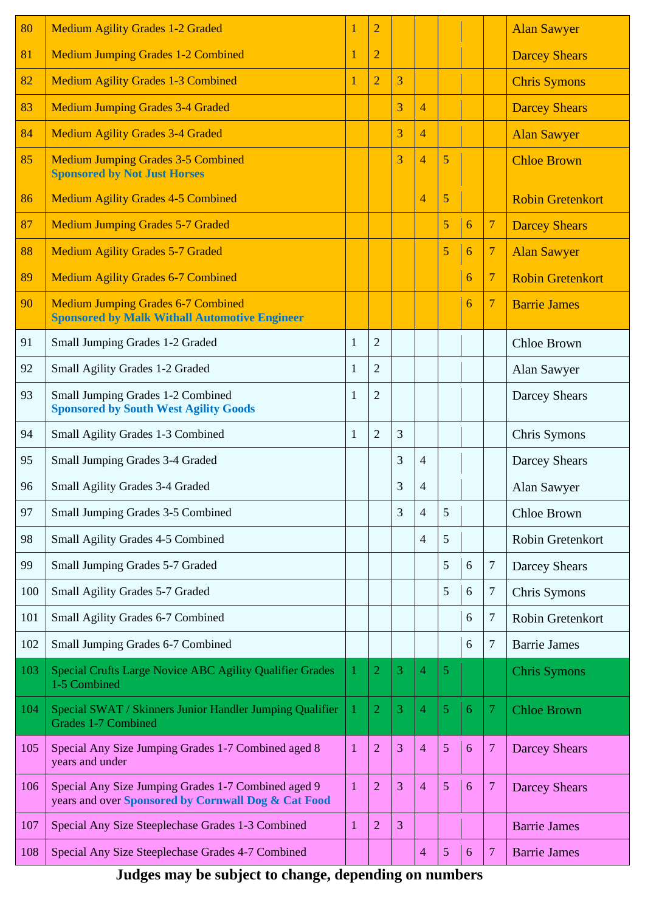| | | | | | | | | | |
|---|---|---|---|---|---|---|---|---|---|
| 80 | Medium Agility Grades 1-2 Graded | 1 | 2 | | | | | | Alan Sawyer |
| 81 | Medium Jumping Grades 1-2 Combined | 1 | 2 | | | | | | Darcey Shears |
| 82 | Medium Agility Grades 1-3 Combined | 1 | 2 | 3 | | | | | Chris Symons |
| 83 | Medium Jumping Grades 3-4 Graded | | | 3 | 4 | | | | Darcey Shears |
| 84 | Medium Agility Grades 3-4 Graded | | | 3 | 4 | | | | Alan Sawyer |
| 85 | Medium Jumping Grades 3-5 Combined **Sponsored by Not Just Horses** | | | 3 | 4 | 5 | | | Chloe Brown |
| 86 | Medium Agility Grades 4-5 Combined | | | | 4 | 5 | | | Robin Gretenkort |
| 87 | Medium Jumping Grades 5-7 Graded | | | | | 5 | 6 | 7 | Darcey Shears |
| 88 | Medium Agility Grades 5-7 Graded | | | | | 5 | 6 | 7 | Alan Sawyer |
| 89 | Medium Agility Grades 6-7 Combined | | | | | | 6 | 7 | Robin Gretenkort |
| 90 | Medium Jumping Grades 6-7 Combined **Sponsored by Malk Withall Automotive Engineer** | | | | | | 6 | 7 | Barrie James |
| 91 | Small Jumping Grades 1-2 Graded | 1 | 2 | | | | | | Chloe Brown |
| 92 | Small Agility Grades 1-2 Graded | 1 | 2 | | | | | | Alan Sawyer |
| 93 | Small Jumping Grades 1-2 Combined **Sponsored by South West Agility Goods** | 1 | 2 | | | | | | Darcey Shears |
| 94 | Small Agility Grades 1-3 Combined | 1 | 2 | 3 | | | | | Chris Symons |
| 95 | Small Jumping Grades 3-4 Graded | | | 3 | 4 | | | | Darcey Shears |
| 96 | Small Agility Grades 3-4 Graded | | | 3 | 4 | | | | Alan Sawyer |
| 97 | Small Jumping Grades 3-5 Combined | | | 3 | 4 | 5 | | | Chloe Brown |
| 98 | Small Agility Grades 4-5 Combined | | | | 4 | 5 | | | Robin Gretenkort |
| 99 | Small Jumping Grades 5-7 Graded | | | | | 5 | 6 | 7 | Darcey Shears |
| 100 | Small Agility Grades 5-7 Graded | | | | | 5 | 6 | 7 | Chris Symons |
| 101 | Small Agility Grades 6-7 Combined | | | | | | 6 | 7 | Robin Gretenkort |
| 102 | Small Jumping Grades 6-7 Combined | | | | | | 6 | 7 | Barrie James |
| 103 | Special Crufts Large Novice ABC Agility Qualifier Grades 1-5 Combined | 1 | 2 | 3 | 4 | 5 | | | Chris Symons |
| 104 | Special SWAT / Skinners Junior Handler Jumping Qualifier Grades 1-7 Combined | 1 | 2 | 3 | 4 | 5 | 6 | 7 | Chloe Brown |
| 105 | Special Any Size Jumping Grades 1-7 Combined aged 8 years and under | 1 | 2 | 3 | 4 | 5 | 6 | 7 | Darcey Shears |
| 106 | Special Any Size Jumping Grades 1-7 Combined aged 9 years and over **Sponsored by Cornwall Dog & Cat Food** | 1 | 2 | 3 | 4 | 5 | 6 | 7 | Darcey Shears |
| 107 | Special Any Size Steeplechase Grades 1-3 Combined | 1 | 2 | 3 | | | | | Barrie James |
| 108 | Special Any Size Steeplechase Grades 4-7 Combined | | | | 4 | 5 | 6 | 7 | Barrie James |

**Judges may be subject to change, depending on numbers**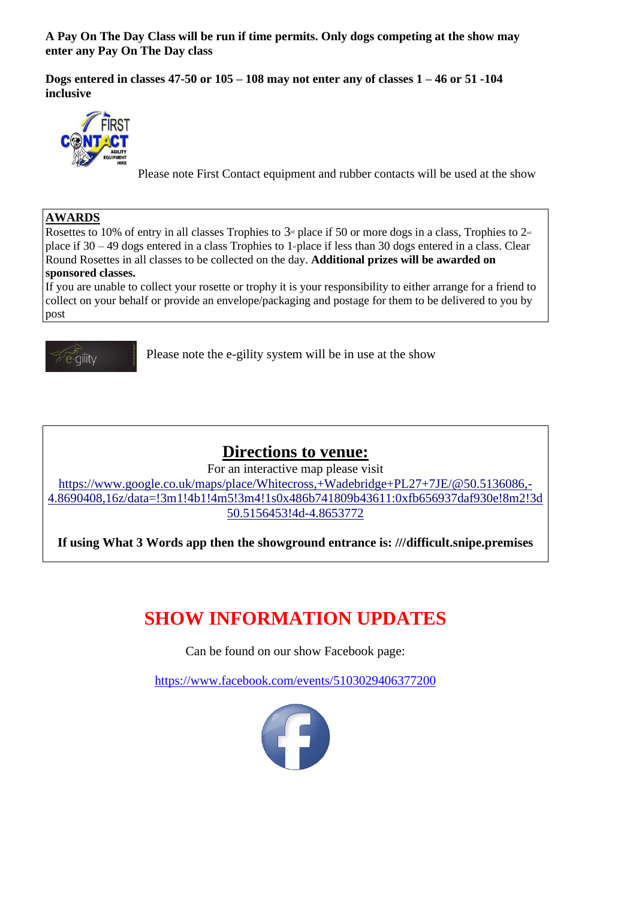**A Pay On The Day Class will be run if time permits. Only dogs competing at the show may enter any Pay On The Day class**

**Dogs entered in classes 47-50 or 105 – 108 may not enter any of classes 1 – 46 or 51 -104 inclusive**

Please note First Contact equipment and rubber contacts will be used at the show

**AWARDS**

Rosettes to 10% of entry in all classes Trophies to 3rd place if 50 or more dogs in a class, Trophies to 2nd place if 30 – 49 dogs entered in a class Trophies to 1st place if less than 30 dogs entered in a class. Clear Round Rosettes in all classes to be collected on the day. **Additional prizes will be awarded on sponsored classes.**

If you are unable to collect your rosette or trophy it is your responsibility to either arrange for a friend to collect on your behalf or provide an envelope/packaging and postage for them to be delivered to you by post

Please note the e-gility system will be in use at the show

## Directions to venue:

For an interactive map please visit

https://www.google.co.uk/maps/place/Whitecross,+Wadebridge+PL27+7JE/@50.5136086,-4.8690408,16z/data=!3m1!4b1!4m5!3m4!1s0x486b741809b43611:0xfb656937daf930e!8m2!3d50.5156453!4d-4.8653772

**If using What 3 Words app then the showground entrance is: ///difficult.snipe.premises**

# SHOW INFORMATION UPDATES

Can be found on our show Facebook page:

https://www.facebook.com/events/5103029406377200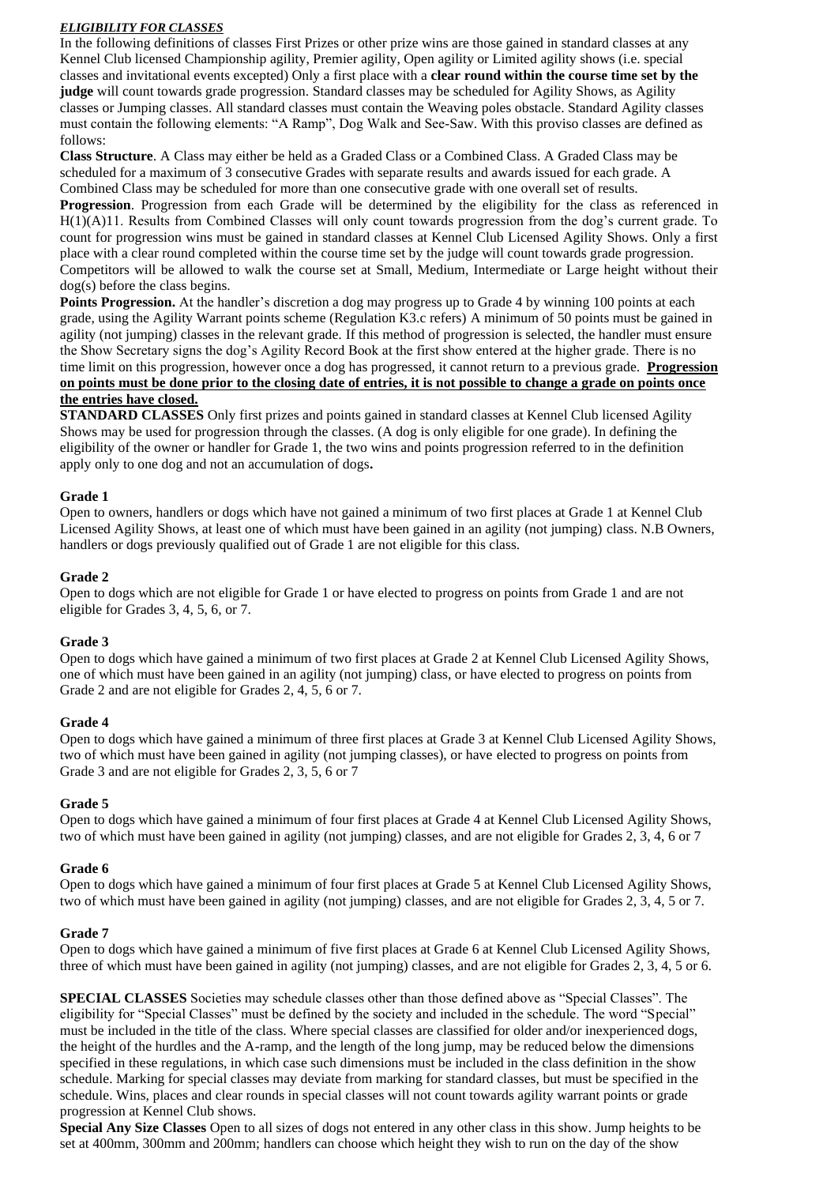***ELIGIBILITY FOR CLASSES***

In the following definitions of classes First Prizes or other prize wins are those gained in standard classes at any Kennel Club licensed Championship agility, Premier agility, Open agility or Limited agility shows (i.e. special classes and invitational events excepted) Only a first place with a **clear round within the course time set by the judge** will count towards grade progression. Standard classes may be scheduled for Agility Shows, as Agility classes or Jumping classes. All standard classes must contain the Weaving poles obstacle. Standard Agility classes must contain the following elements: "A Ramp", Dog Walk and See-Saw. With this proviso classes are defined as follows:

**Class Structure**. A Class may either be held as a Graded Class or a Combined Class. A Graded Class may be scheduled for a maximum of 3 consecutive Grades with separate results and awards issued for each grade. A Combined Class may be scheduled for more than one consecutive grade with one overall set of results.

**Progression**. Progression from each Grade will be determined by the eligibility for the class as referenced in H(1)(A)11. Results from Combined Classes will only count towards progression from the dog's current grade. To count for progression wins must be gained in standard classes at Kennel Club Licensed Agility Shows. Only a first place with a clear round completed within the course time set by the judge will count towards grade progression. Competitors will be allowed to walk the course set at Small, Medium, Intermediate or Large height without their dog(s) before the class begins.

**Points Progression.** At the handler's discretion a dog may progress up to Grade 4 by winning 100 points at each grade, using the Agility Warrant points scheme (Regulation K3.c refers) A minimum of 50 points must be gained in agility (not jumping) classes in the relevant grade. If this method of progression is selected, the handler must ensure the Show Secretary signs the dog's Agility Record Book at the first show entered at the higher grade. There is no time limit on this progression, however once a dog has progressed, it cannot return to a previous grade. **Progression on points must be done prior to the closing date of entries, it is not possible to change a grade on points once the entries have closed.**

**STANDARD CLASSES** Only first prizes and points gained in standard classes at Kennel Club licensed Agility Shows may be used for progression through the classes. (A dog is only eligible for one grade). In defining the eligibility of the owner or handler for Grade 1, the two wins and points progression referred to in the definition apply only to one dog and not an accumulation of dogs**.**

**Grade 1**

Open to owners, handlers or dogs which have not gained a minimum of two first places at Grade 1 at Kennel Club Licensed Agility Shows, at least one of which must have been gained in an agility (not jumping) class. N.B Owners, handlers or dogs previously qualified out of Grade 1 are not eligible for this class.

**Grade 2**

Open to dogs which are not eligible for Grade 1 or have elected to progress on points from Grade 1 and are not eligible for Grades 3, 4, 5, 6, or 7.

**Grade 3**

Open to dogs which have gained a minimum of two first places at Grade 2 at Kennel Club Licensed Agility Shows, one of which must have been gained in an agility (not jumping) class, or have elected to progress on points from Grade 2 and are not eligible for Grades 2, 4, 5, 6 or 7.

**Grade 4**

Open to dogs which have gained a minimum of three first places at Grade 3 at Kennel Club Licensed Agility Shows, two of which must have been gained in agility (not jumping classes), or have elected to progress on points from Grade 3 and are not eligible for Grades 2, 3, 5, 6 or 7

**Grade 5**

Open to dogs which have gained a minimum of four first places at Grade 4 at Kennel Club Licensed Agility Shows, two of which must have been gained in agility (not jumping) classes, and are not eligible for Grades 2, 3, 4, 6 or 7

**Grade 6**

Open to dogs which have gained a minimum of four first places at Grade 5 at Kennel Club Licensed Agility Shows, two of which must have been gained in agility (not jumping) classes, and are not eligible for Grades 2, 3, 4, 5 or 7.

**Grade 7**

Open to dogs which have gained a minimum of five first places at Grade 6 at Kennel Club Licensed Agility Shows, three of which must have been gained in agility (not jumping) classes, and are not eligible for Grades 2, 3, 4, 5 or 6.

**SPECIAL CLASSES** Societies may schedule classes other than those defined above as "Special Classes". The eligibility for "Special Classes" must be defined by the society and included in the schedule. The word "Special" must be included in the title of the class. Where special classes are classified for older and/or inexperienced dogs, the height of the hurdles and the A-ramp, and the length of the long jump, may be reduced below the dimensions specified in these regulations, in which case such dimensions must be included in the class definition in the show schedule. Marking for special classes may deviate from marking for standard classes, but must be specified in the schedule. Wins, places and clear rounds in special classes will not count towards agility warrant points or grade progression at Kennel Club shows.

**Special Any Size Classes** Open to all sizes of dogs not entered in any other class in this show. Jump heights to be set at 400mm, 300mm and 200mm; handlers can choose which height they wish to run on the day of the show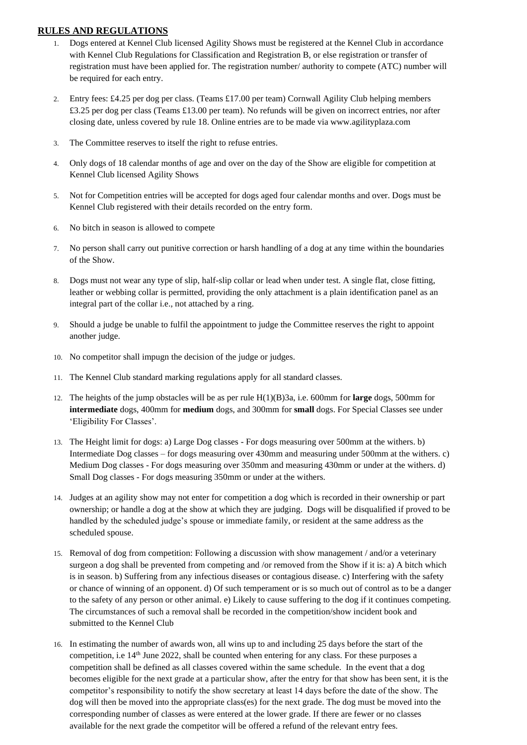## RULES AND REGULATIONS

1. Dogs entered at Kennel Club licensed Agility Shows must be registered at the Kennel Club in accordance with Kennel Club Regulations for Classification and Registration B, or else registration or transfer of registration must have been applied for. The registration number/ authority to compete (ATC) number will be required for each entry.

2. Entry fees: £4.25 per dog per class. (Teams £17.00 per team) Cornwall Agility Club helping members £3.25 per dog per class (Teams £13.00 per team). No refunds will be given on incorrect entries, nor after closing date, unless covered by rule 18. Online entries are to be made via www.agilityplaza.com

3. The Committee reserves to itself the right to refuse entries.

4. Only dogs of 18 calendar months of age and over on the day of the Show are eligible for competition at Kennel Club licensed Agility Shows

5. Not for Competition entries will be accepted for dogs aged four calendar months and over. Dogs must be Kennel Club registered with their details recorded on the entry form.

6. No bitch in season is allowed to compete

7. No person shall carry out punitive correction or harsh handling of a dog at any time within the boundaries of the Show.

8. Dogs must not wear any type of slip, half-slip collar or lead when under test. A single flat, close fitting, leather or webbing collar is permitted, providing the only attachment is a plain identification panel as an integral part of the collar i.e., not attached by a ring.

9. Should a judge be unable to fulfil the appointment to judge the Committee reserves the right to appoint another judge.

10. No competitor shall impugn the decision of the judge or judges.

11. The Kennel Club standard marking regulations apply for all standard classes.

12. The heights of the jump obstacles will be as per rule H(1)(B)3a, i.e. 600mm for **large** dogs, 500mm for **intermediate** dogs, 400mm for **medium** dogs, and 300mm for **small** dogs. For Special Classes see under 'Eligibility For Classes'.

13. The Height limit for dogs: a) Large Dog classes - For dogs measuring over 500mm at the withers. b) Intermediate Dog classes – for dogs measuring over 430mm and measuring under 500mm at the withers. c) Medium Dog classes - For dogs measuring over 350mm and measuring 430mm or under at the withers. d) Small Dog classes - For dogs measuring 350mm or under at the withers.

14. Judges at an agility show may not enter for competition a dog which is recorded in their ownership or part ownership; or handle a dog at the show at which they are judging. Dogs will be disqualified if proved to be handled by the scheduled judge's spouse or immediate family, or resident at the same address as the scheduled spouse.

15. Removal of dog from competition: Following a discussion with show management / and/or a veterinary surgeon a dog shall be prevented from competing and /or removed from the Show if it is: a) A bitch which is in season. b) Suffering from any infectious diseases or contagious disease. c) Interfering with the safety or chance of winning of an opponent. d) Of such temperament or is so much out of control as to be a danger to the safety of any person or other animal. e) Likely to cause suffering to the dog if it continues competing. The circumstances of such a removal shall be recorded in the competition/show incident book and submitted to the Kennel Club

16. In estimating the number of awards won, all wins up to and including 25 days before the start of the competition, i.e 14th June 2022, shall be counted when entering for any class. For these purposes a competition shall be defined as all classes covered within the same schedule. In the event that a dog becomes eligible for the next grade at a particular show, after the entry for that show has been sent, it is the competitor's responsibility to notify the show secretary at least 14 days before the date of the show. The dog will then be moved into the appropriate class(es) for the next grade. The dog must be moved into the corresponding number of classes as were entered at the lower grade. If there are fewer or no classes available for the next grade the competitor will be offered a refund of the relevant entry fees.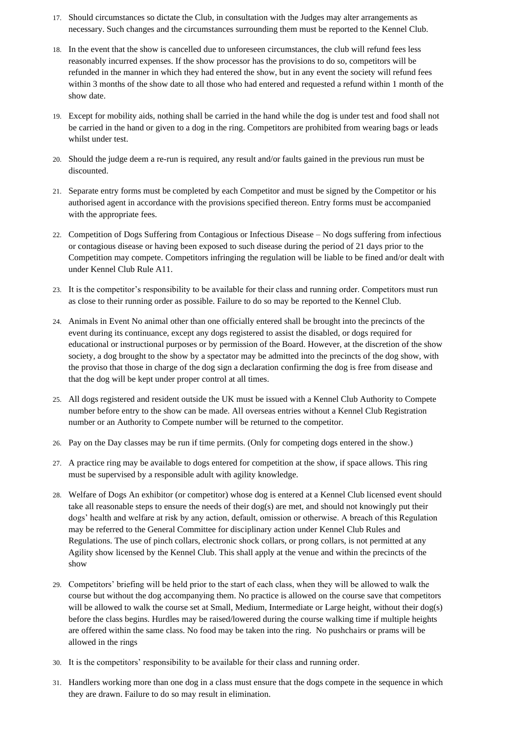17. Should circumstances so dictate the Club, in consultation with the Judges may alter arrangements as necessary. Such changes and the circumstances surrounding them must be reported to the Kennel Club.

18. In the event that the show is cancelled due to unforeseen circumstances, the club will refund fees less reasonably incurred expenses. If the show processor has the provisions to do so, competitors will be refunded in the manner in which they had entered the show, but in any event the society will refund fees within 3 months of the show date to all those who had entered and requested a refund within 1 month of the show date.

19. Except for mobility aids, nothing shall be carried in the hand while the dog is under test and food shall not be carried in the hand or given to a dog in the ring. Competitors are prohibited from wearing bags or leads whilst under test.

20. Should the judge deem a re-run is required, any result and/or faults gained in the previous run must be discounted.

21. Separate entry forms must be completed by each Competitor and must be signed by the Competitor or his authorised agent in accordance with the provisions specified thereon. Entry forms must be accompanied with the appropriate fees.

22. Competition of Dogs Suffering from Contagious or Infectious Disease – No dogs suffering from infectious or contagious disease or having been exposed to such disease during the period of 21 days prior to the Competition may compete. Competitors infringing the regulation will be liable to be fined and/or dealt with under Kennel Club Rule A11.

23. It is the competitor's responsibility to be available for their class and running order. Competitors must run as close to their running order as possible. Failure to do so may be reported to the Kennel Club.

24. Animals in Event No animal other than one officially entered shall be brought into the precincts of the event during its continuance, except any dogs registered to assist the disabled, or dogs required for educational or instructional purposes or by permission of the Board. However, at the discretion of the show society, a dog brought to the show by a spectator may be admitted into the precincts of the dog show, with the proviso that those in charge of the dog sign a declaration confirming the dog is free from disease and that the dog will be kept under proper control at all times.

25. All dogs registered and resident outside the UK must be issued with a Kennel Club Authority to Compete number before entry to the show can be made. All overseas entries without a Kennel Club Registration number or an Authority to Compete number will be returned to the competitor.

26. Pay on the Day classes may be run if time permits. (Only for competing dogs entered in the show.)

27. A practice ring may be available to dogs entered for competition at the show, if space allows. This ring must be supervised by a responsible adult with agility knowledge.

28. Welfare of Dogs An exhibitor (or competitor) whose dog is entered at a Kennel Club licensed event should take all reasonable steps to ensure the needs of their dog(s) are met, and should not knowingly put their dogs' health and welfare at risk by any action, default, omission or otherwise. A breach of this Regulation may be referred to the General Committee for disciplinary action under Kennel Club Rules and Regulations. The use of pinch collars, electronic shock collars, or prong collars, is not permitted at any Agility show licensed by the Kennel Club. This shall apply at the venue and within the precincts of the show

29. Competitors' briefing will be held prior to the start of each class, when they will be allowed to walk the course but without the dog accompanying them. No practice is allowed on the course save that competitors will be allowed to walk the course set at Small, Medium, Intermediate or Large height, without their dog(s) before the class begins. Hurdles may be raised/lowered during the course walking time if multiple heights are offered within the same class. No food may be taken into the ring. No pushchairs or prams will be allowed in the rings

30. It is the competitors' responsibility to be available for their class and running order.

31. Handlers working more than one dog in a class must ensure that the dogs compete in the sequence in which they are drawn. Failure to do so may result in elimination.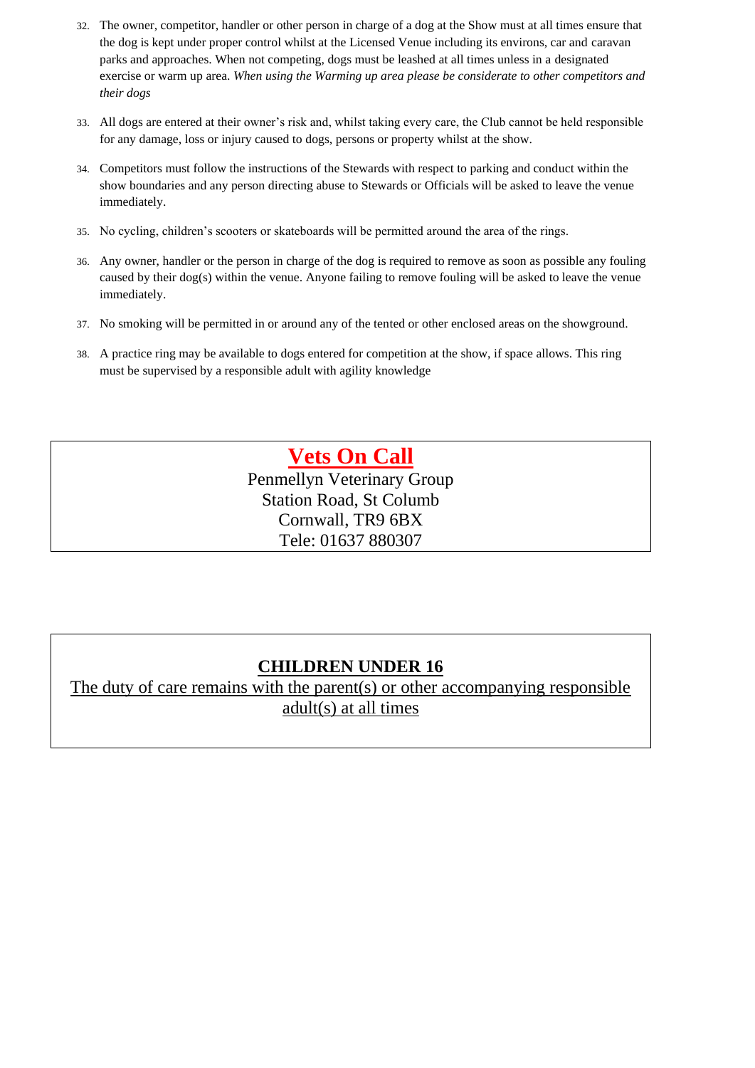32. The owner, competitor, handler or other person in charge of a dog at the Show must at all times ensure that the dog is kept under proper control whilst at the Licensed Venue including its environs, car and caravan parks and approaches. When not competing, dogs must be leashed at all times unless in a designated exercise or warm up area. *When using the Warming up area please be considerate to other competitors and their dogs*

33. All dogs are entered at their owner's risk and, whilst taking every care, the Club cannot be held responsible for any damage, loss or injury caused to dogs, persons or property whilst at the show.

34. Competitors must follow the instructions of the Stewards with respect to parking and conduct within the show boundaries and any person directing abuse to Stewards or Officials will be asked to leave the venue immediately.

35. No cycling, children's scooters or skateboards will be permitted around the area of the rings.

36. Any owner, handler or the person in charge of the dog is required to remove as soon as possible any fouling caused by their dog(s) within the venue. Anyone failing to remove fouling will be asked to leave the venue immediately.

37. No smoking will be permitted in or around any of the tented or other enclosed areas on the showground.

38. A practice ring may be available to dogs entered for competition at the show, if space allows. This ring must be supervised by a responsible adult with agility knowledge

## Vets On Call

Penmellyn Veterinary Group
Station Road, St Columb
Cornwall, TR9 6BX
Tele: 01637 880307

## CHILDREN UNDER 16

The duty of care remains with the parent(s) or other accompanying responsible adult(s) at all times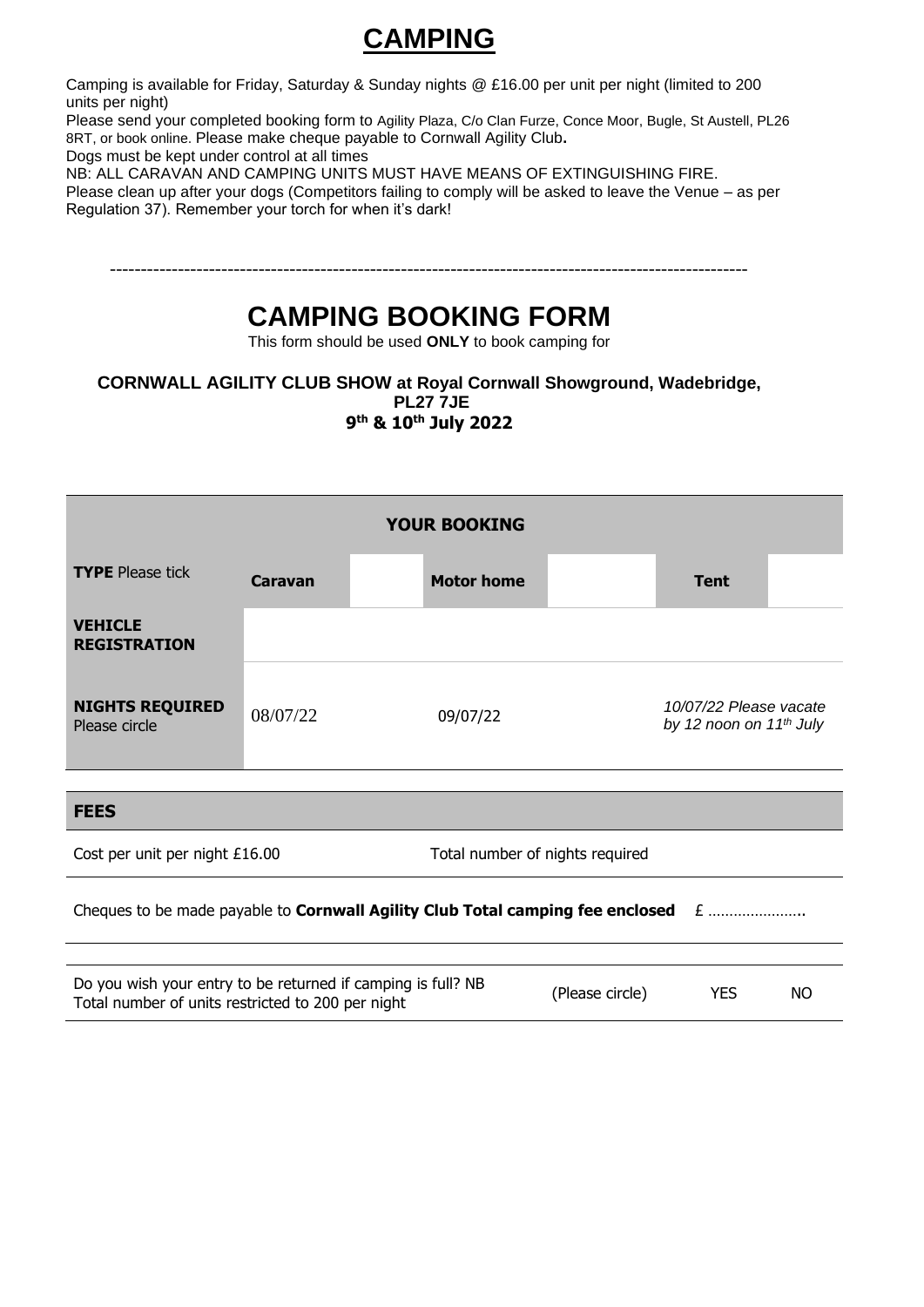# CAMPING

Camping is available for Friday, Saturday & Sunday nights @ £16.00 per unit per night (limited to 200 units per night)

Please send your completed booking form to Agility Plaza, C/o Clan Furze, Conce Moor, Bugle, St Austell, PL26 8RT, or book online. Please make cheque payable to Cornwall Agility Club**.**

Dogs must be kept under control at all times

NB: ALL CARAVAN AND CAMPING UNITS MUST HAVE MEANS OF EXTINGUISHING FIRE.

Please clean up after your dogs (Competitors failing to comply will be asked to leave the Venue – as per Regulation 37). Remember your torch for when it's dark!

---

# CAMPING BOOKING FORM

This form should be used **ONLY** to book camping for

**CORNWALL AGILITY CLUB SHOW at Royal Cornwall Showground, Wadebridge, PL27 7JE**
**9th & 10th July 2022**

| YOUR BOOKING | | | | | | |
|---|---|---|---|---|---|---|
| **TYPE** Please tick | **Caravan** | | **Motor home** | | **Tent** | |
| **VEHICLE REGISTRATION** | | | | | | |
| **NIGHTS REQUIRED** Please circle | 08/07/22 | | 09/07/22 | | *10/07/22 Please vacate by 12 noon on 11th July* | |

| FEES | |
|---|---|
| Cost per unit per night £16.00 | Total number of nights required |
| Cheques to be made payable to **Cornwall Agility Club Total camping fee enclosed** £ ………………….. | |

| Do you wish your entry to be returned if camping is full? NB Total number of units restricted to 200 per night | (Please circle) | YES | NO |
|---|---|---|---|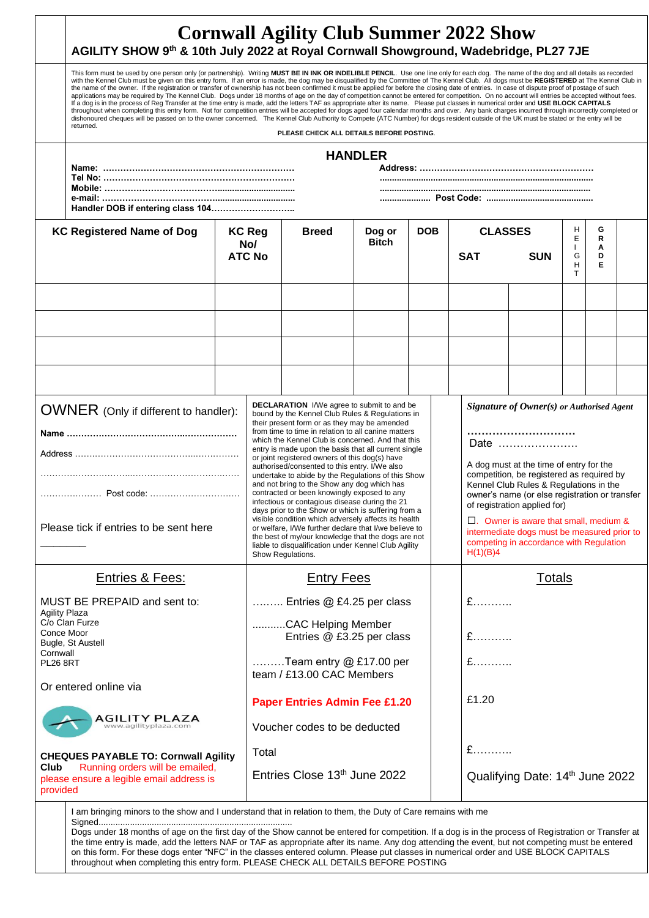# Cornwall Agility Club Summer 2022 Show

**AGILITY SHOW 9th & 10th July 2022 at Royal Cornwall Showground, Wadebridge, PL27 7JE**

This form must be used by one person only (or partnership). Writing **MUST BE IN INK OR INDELIBLE PENCIL**. Use one line only for each dog. The name of the dog and all details as recorded with the Kennel Club must be given on this entry form. If an error is made, the dog may be disqualified by the Committee of The Kennel Club. All dogs must be **REGISTERED** at The Kennel Club in the name of the owner. If the registration or transfer of ownership has not been confirmed it must be applied for before the closing date of entries. In case of dispute proof of postage of such applications may be required by The Kennel Club. Dogs under 18 months of age on the day of competition cannot be entered for competition. On no account will entries be accepted without fees. If a dog is in the process of Reg Transfer at the time entry is made, add the letters TAF as appropriate after its name. Please put classes in numerical order and **USE BLOCK CAPITALS** throughout when completing this entry form. Not for competition entries will be accepted for dogs aged four calendar months and over. Any bank charges incurred through incorrectly completed or dishonoured cheques will be passed on to the owner concerned. The Kennel Club Authority to Compete (ATC Number) for dogs resident outside of the UK must be stated or the entry will be returned.

**PLEASE CHECK ALL DETAILS BEFORE POSTING.**

## HANDLER

**Name:** ……………………………………………………… **Address:** ………………………………………………………

**Tel No:** ……………………………………………………… ………………………………………………………………………

**Mobile:** ……………………………………………………… ………………………………………………………………………

**e-mail:** ……………………………………………………… ……………… **Post Code:** ………………………………………

**Handler DOB if entering class 104**………………………

| KC Registered Name of Dog | KC Reg No/ ATC No | Breed | Dog or Bitch | DOB | CLASSES SAT | CLASSES SUN | HEIGHT | GRADE |
|---|---|---|---|---|---|---|---|---|
| | | | | | | | | |
| | | | | | | | | |
| | | | | | | | | |
| | | | | | | | | |

**OWNER** (Only if different to handler):

**Name** ………………………………………………………

Address ………………………………………………………

………………………………………………………………………

……………… Post code: ………………………………

Please tick if entries to be sent here ________

**DECLARATION** I/We agree to submit to and be bound by the Kennel Club Rules & Regulations in their present form or as they may be amended from time to time in relation to all canine matters which the Kennel Club is concerned. And that this entry is made upon the basis that all current single or joint registered owners of this dog(s) have authorised/consented to this entry. I/We also undertake to abide by the Regulations of this Show and not bring to the Show any dog which has contracted or been knowingly exposed to any infectious or contagious disease during the 21 days prior to the Show or which is suffering from a visible condition which adversely affects its health or welfare, I/We further declare that I/we believe to the best of my/our knowledge that the dogs are not liable to disqualification under Kennel Club Agility Show Regulations.

***Signature of Owner(s)** or **Authorised Agent***

…………………………

Date …………………

A dog must at the time of entry for the competition, be registered as required by Kennel Club Rules & Regulations in the owner's name (or else registration or transfer of registration applied for)

☐. Owner is aware that small, medium & intermediate dogs must be measured prior to competing in accordance with Regulation H(1)(B)4

| Entries & Fees: | Entry Fees | Totals |
|---|---|---|
| MUST BE PREPAID and sent to: Agility Plaza, C/o Clan Furze, Conce Moor, Bugle, St Austell, Cornwall, PL26 8RT | ……… Entries @ £4.25 per class | £……… |
| | ………CAC Helping Member Entries @ £3.25 per class | £……… |
| | ………Team entry @ £17.00 per team / £13.00 CAC Members | £……… |
| Or entered online via AGILITY PLAZA www.agilityplaza.com | **Paper Entries Admin Fee £1.20** | £1.20 |
| | Voucher codes to be deducted | |
| **CHEQUES PAYABLE TO: Cornwall Agility Club** Running orders will be emailed, please ensure a legible email address is provided | Total | £……… |
| | Entries Close 13th June 2022 | Qualifying Date: 14th June 2022 |

I am bringing minors to the show and I understand that in relation to them, the Duty of Care remains with me

Signed………………………………………………………………………

Dogs under 18 months of age on the first day of the Show cannot be entered for competition. If a dog is in the process of Registration or Transfer at the time entry is made, add the letters NAF or TAF as appropriate after its name. Any dog attending the event, but not competing must be entered on this form. For these dogs enter "NFC" in the classes entered column. Please put classes in numerical order and USE BLOCK CAPITALS throughout when completing this entry form. PLEASE CHECK ALL DETAILS BEFORE POSTING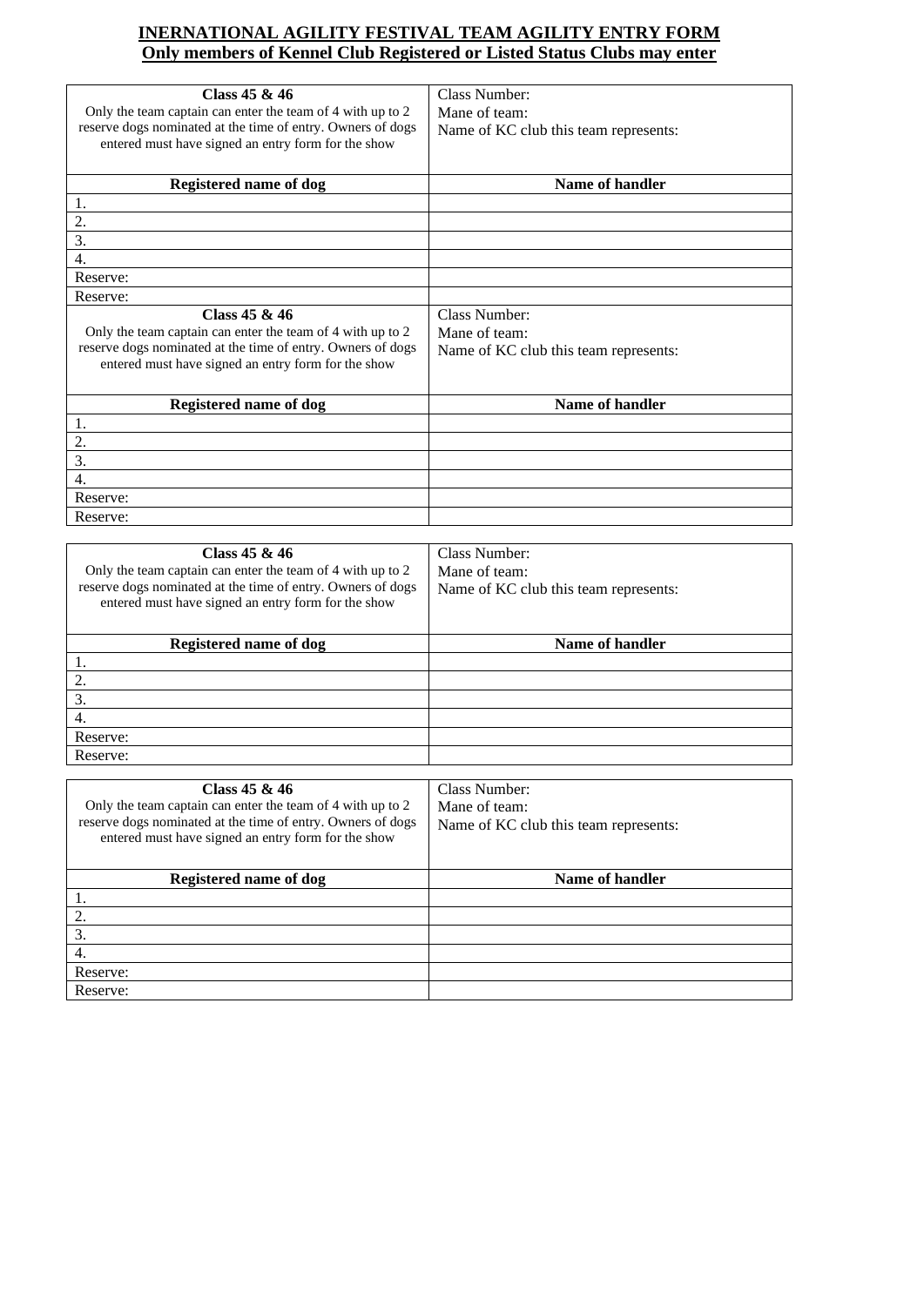**INERNATIONAL AGILITY FESTIVAL TEAM AGILITY ENTRY FORM**
**Only members of Kennel Club Registered or Listed Status Clubs may enter**

| **Class 45 & 46**<br>Only the team captain can enter the team of 4 with up to 2 reserve dogs nominated at the time of entry. Owners of dogs entered must have signed an entry form for the show | Class Number:<br>Mane of team:<br>Name of KC club this team represents: |
|---|---|
| **Registered name of dog** | **Name of handler** |
| 1. | |
| 2. | |
| 3. | |
| 4. | |
| Reserve: | |
| Reserve: | |
| **Class 45 & 46**<br>Only the team captain can enter the team of 4 with up to 2 reserve dogs nominated at the time of entry. Owners of dogs entered must have signed an entry form for the show | Class Number:<br>Mane of team:<br>Name of KC club this team represents: |
| **Registered name of dog** | **Name of handler** |
| 1. | |
| 2. | |
| 3. | |
| 4. | |
| Reserve: | |
| Reserve: | |

| **Class 45 & 46**<br>Only the team captain can enter the team of 4 with up to 2 reserve dogs nominated at the time of entry. Owners of dogs entered must have signed an entry form for the show | Class Number:<br>Mane of team:<br>Name of KC club this team represents: |
|---|---|
| **Registered name of dog** | **Name of handler** |
| 1. | |
| 2. | |
| 3. | |
| 4. | |
| Reserve: | |
| Reserve: | |

| **Class 45 & 46**<br>Only the team captain can enter the team of 4 with up to 2 reserve dogs nominated at the time of entry. Owners of dogs entered must have signed an entry form for the show | Class Number:<br>Mane of team:<br>Name of KC club this team represents: |
|---|---|
| **Registered name of dog** | **Name of handler** |
| 1. | |
| 2. | |
| 3. | |
| 4. | |
| Reserve: | |
| Reserve: | |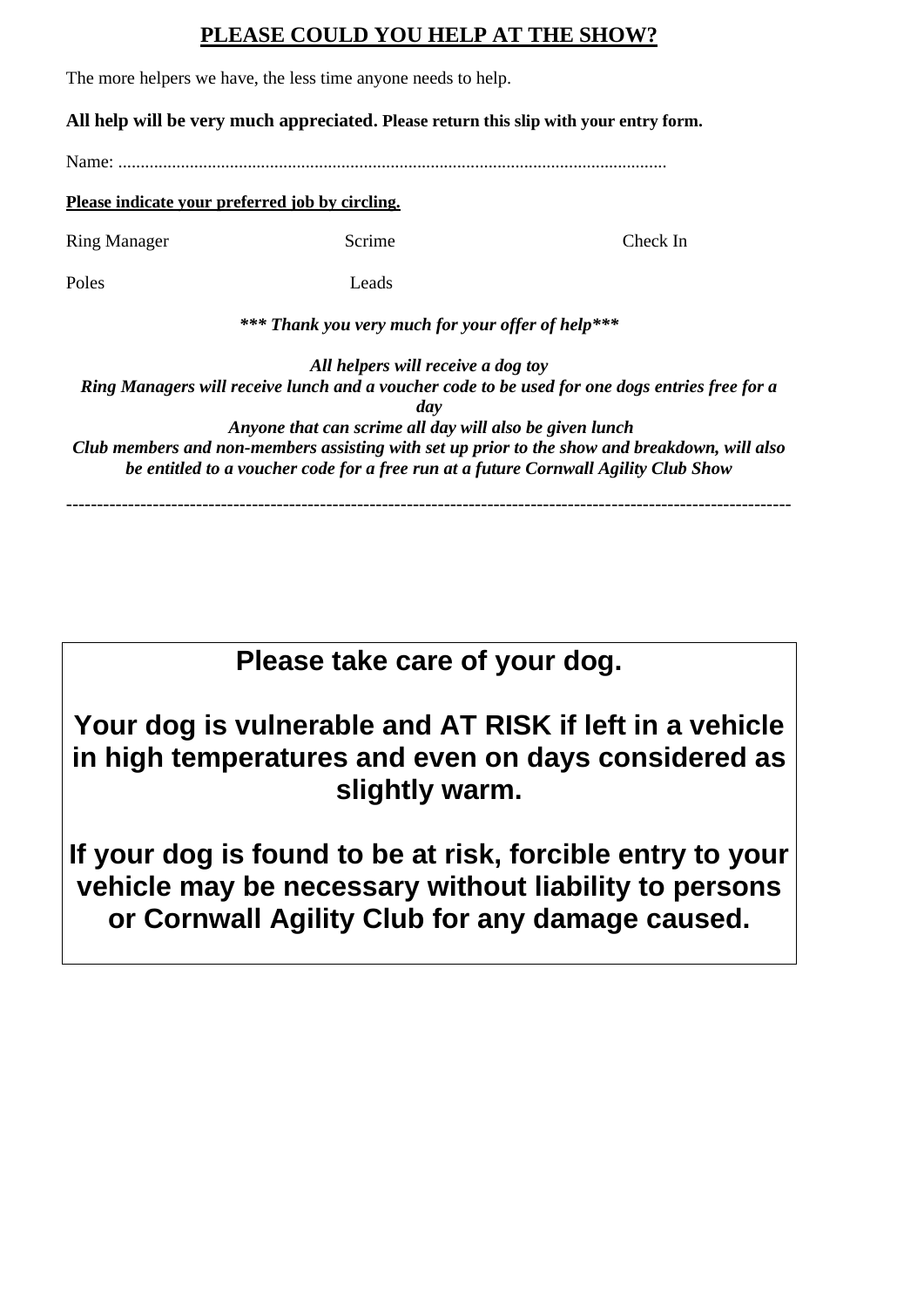## PLEASE COULD YOU HELP AT THE SHOW?

The more helpers we have, the less time anyone needs to help.

**All help will be very much appreciated. Please return this slip with your entry form.**

Name: ..........................................................................................................................

**Please indicate your preferred job by circling.**

| | | |
|---|---|---|
| Ring Manager | Scrime | Check In |
| Poles | Leads | |

***\*\*\* Thank you very much for your offer of help\*\*\****

***All helpers will receive a dog toy***
***Ring Managers will receive lunch and a voucher code to be used for one dogs entries free for a day***
***Anyone that can scrime all day will also be given lunch***
***Club members and non-members assisting with set up prior to the show and breakdown, will also be entitled to a voucher code for a free run at a future Cornwall Agility Club Show***

---

**Please take care of your dog.**

**Your dog is vulnerable and AT RISK if left in a vehicle in high temperatures and even on days considered as slightly warm.**

**If your dog is found to be at risk, forcible entry to your vehicle may be necessary without liability to persons or Cornwall Agility Club for any damage caused.**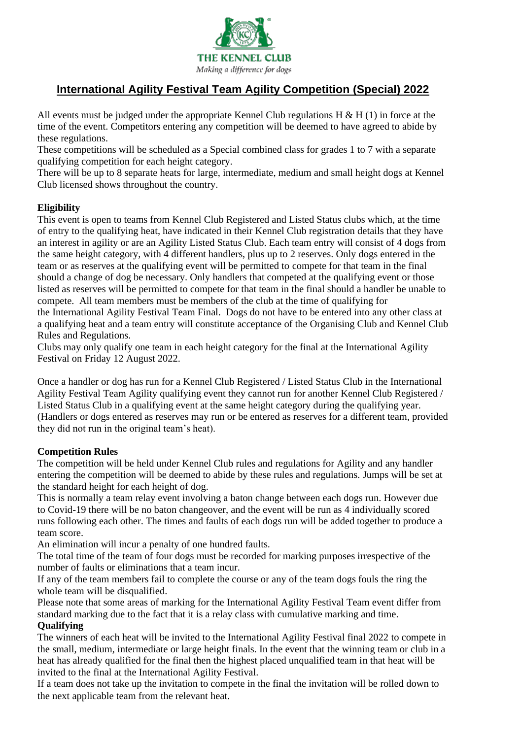THE KENNEL CLUB
*Making a difference for dogs*

# International Agility Festival Team Agility Competition (Special) 2022

All events must be judged under the appropriate Kennel Club regulations H & H (1) in force at the time of the event. Competitors entering any competition will be deemed to have agreed to abide by these regulations.
These competitions will be scheduled as a Special combined class for grades 1 to 7 with a separate qualifying competition for each height category.
There will be up to 8 separate heats for large, intermediate, medium and small height dogs at Kennel Club licensed shows throughout the country.

**Eligibility**
This event is open to teams from Kennel Club Registered and Listed Status clubs which, at the time of entry to the qualifying heat, have indicated in their Kennel Club registration details that they have an interest in agility or are an Agility Listed Status Club. Each team entry will consist of 4 dogs from the same height category, with 4 different handlers, plus up to 2 reserves. Only dogs entered in the team or as reserves at the qualifying event will be permitted to compete for that team in the final should a change of dog be necessary. Only handlers that competed at the qualifying event or those listed as reserves will be permitted to compete for that team in the final should a handler be unable to compete. All team members must be members of the club at the time of qualifying for the International Agility Festival Team Final. Dogs do not have to be entered into any other class at a qualifying heat and a team entry will constitute acceptance of the Organising Club and Kennel Club Rules and Regulations.
Clubs may only qualify one team in each height category for the final at the International Agility Festival on Friday 12 August 2022.

Once a handler or dog has run for a Kennel Club Registered / Listed Status Club in the International Agility Festival Team Agility qualifying event they cannot run for another Kennel Club Registered / Listed Status Club in a qualifying event at the same height category during the qualifying year. (Handlers or dogs entered as reserves may run or be entered as reserves for a different team, provided they did not run in the original team's heat).

**Competition Rules**
The competition will be held under Kennel Club rules and regulations for Agility and any handler entering the competition will be deemed to abide by these rules and regulations. Jumps will be set at the standard height for each height of dog.
This is normally a team relay event involving a baton change between each dogs run. However due to Covid-19 there will be no baton changeover, and the event will be run as 4 individually scored runs following each other. The times and faults of each dogs run will be added together to produce a team score.
An elimination will incur a penalty of one hundred faults.
The total time of the team of four dogs must be recorded for marking purposes irrespective of the number of faults or eliminations that a team incur.
If any of the team members fail to complete the course or any of the team dogs fouls the ring the whole team will be disqualified.
Please note that some areas of marking for the International Agility Festival Team event differ from standard marking due to the fact that it is a relay class with cumulative marking and time.

**Qualifying**
The winners of each heat will be invited to the International Agility Festival final 2022 to compete in the small, medium, intermediate or large height finals. In the event that the winning team or club in a heat has already qualified for the final then the highest placed unqualified team in that heat will be invited to the final at the International Agility Festival.
If a team does not take up the invitation to compete in the final the invitation will be rolled down to the next applicable team from the relevant heat.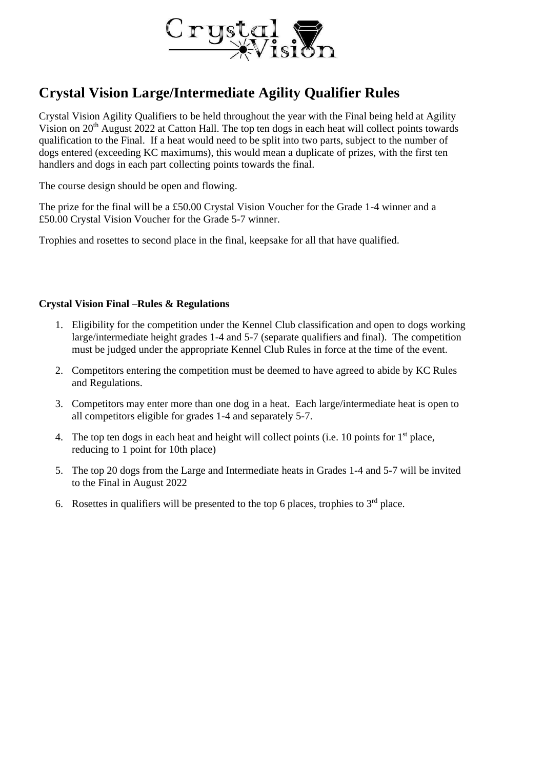# Crystal Vision Large/Intermediate Agility Qualifier Rules

Crystal Vision Agility Qualifiers to be held throughout the year with the Final being held at Agility Vision on 20th August 2022 at Catton Hall. The top ten dogs in each heat will collect points towards qualification to the Final. If a heat would need to be split into two parts, subject to the number of dogs entered (exceeding KC maximums), this would mean a duplicate of prizes, with the first ten handlers and dogs in each part collecting points towards the final.

The course design should be open and flowing.

The prize for the final will be a £50.00 Crystal Vision Voucher for the Grade 1-4 winner and a £50.00 Crystal Vision Voucher for the Grade 5-7 winner.

Trophies and rosettes to second place in the final, keepsake for all that have qualified.

**Crystal Vision Final –Rules & Regulations**

1. Eligibility for the competition under the Kennel Club classification and open to dogs working large/intermediate height grades 1-4 and 5-7 (separate qualifiers and final). The competition must be judged under the appropriate Kennel Club Rules in force at the time of the event.
2. Competitors entering the competition must be deemed to have agreed to abide by KC Rules and Regulations.
3. Competitors may enter more than one dog in a heat. Each large/intermediate heat is open to all competitors eligible for grades 1-4 and separately 5-7.
4. The top ten dogs in each heat and height will collect points (i.e. 10 points for 1st place, reducing to 1 point for 10th place)
5. The top 20 dogs from the Large and Intermediate heats in Grades 1-4 and 5-7 will be invited to the Final in August 2022
6. Rosettes in qualifiers will be presented to the top 6 places, trophies to 3rd place.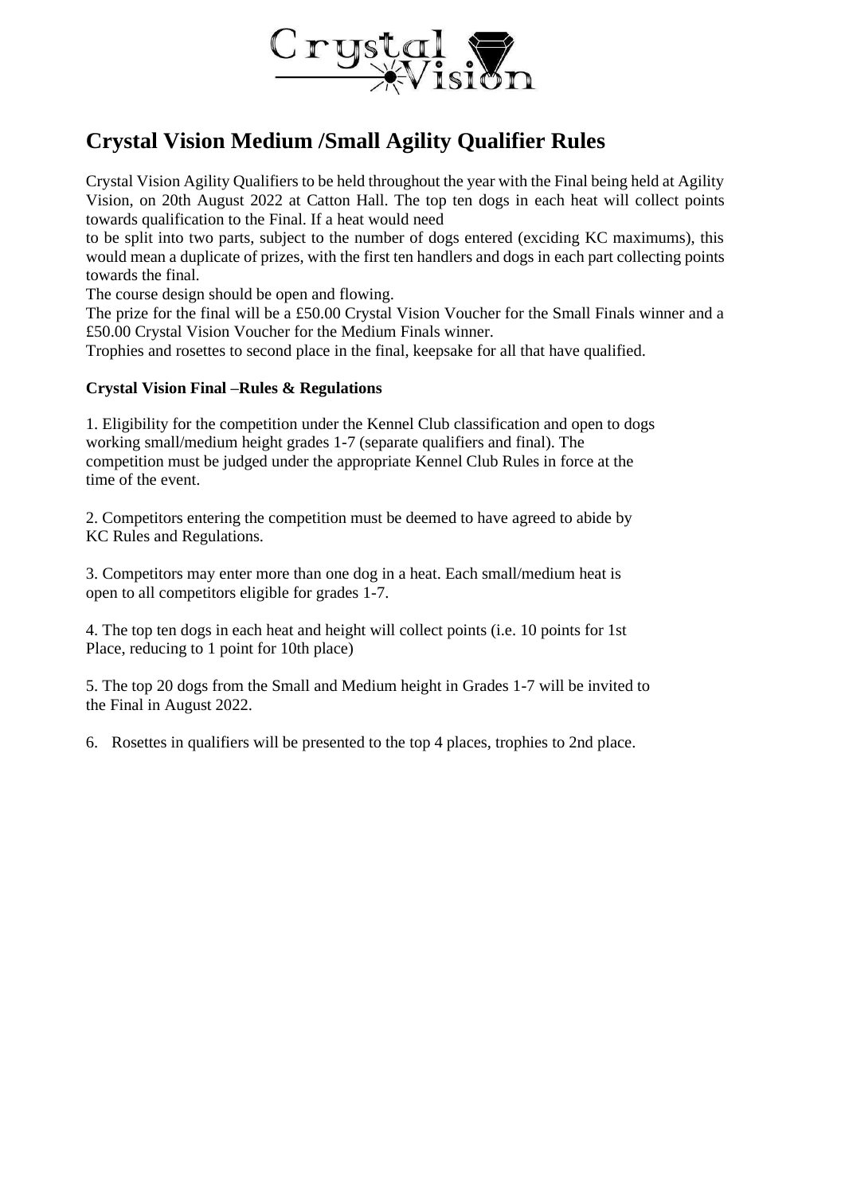Crystal Vision

# Crystal Vision Medium /Small Agility Qualifier Rules

Crystal Vision Agility Qualifiers to be held throughout the year with the Final being held at Agility Vision, on 20th August 2022 at Catton Hall. The top ten dogs in each heat will collect points towards qualification to the Final. If a heat would need
to be split into two parts, subject to the number of dogs entered (exciding KC maximums), this would mean a duplicate of prizes, with the first ten handlers and dogs in each part collecting points towards the final.
The course design should be open and flowing.
The prize for the final will be a £50.00 Crystal Vision Voucher for the Small Finals winner and a £50.00 Crystal Vision Voucher for the Medium Finals winner.
Trophies and rosettes to second place in the final, keepsake for all that have qualified.

**Crystal Vision Final –Rules & Regulations**

1. Eligibility for the competition under the Kennel Club classification and open to dogs working small/medium height grades 1-7 (separate qualifiers and final). The competition must be judged under the appropriate Kennel Club Rules in force at the time of the event.

2. Competitors entering the competition must be deemed to have agreed to abide by KC Rules and Regulations.

3. Competitors may enter more than one dog in a heat. Each small/medium heat is open to all competitors eligible for grades 1-7.

4. The top ten dogs in each heat and height will collect points (i.e. 10 points for 1st Place, reducing to 1 point for 10th place)

5. The top 20 dogs from the Small and Medium height in Grades 1-7 will be invited to the Final in August 2022.

6. Rosettes in qualifiers will be presented to the top 4 places, trophies to 2nd place.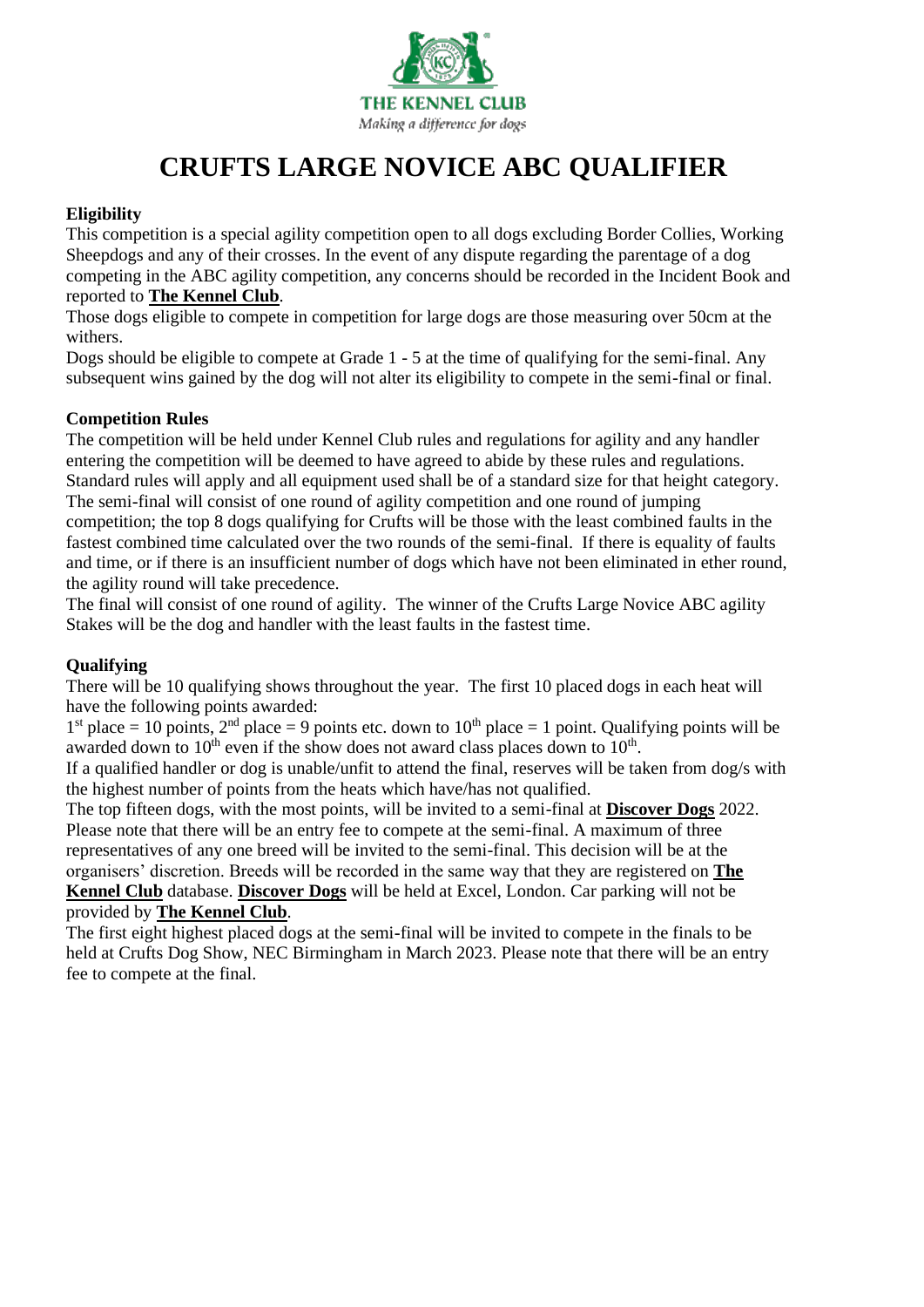THE KENNEL CLUB

*Making a difference for dogs*

# CRUFTS LARGE NOVICE ABC QUALIFIER

**Eligibility**

This competition is a special agility competition open to all dogs excluding Border Collies, Working Sheepdogs and any of their crosses. In the event of any dispute regarding the parentage of a dog competing in the ABC agility competition, any concerns should be recorded in the Incident Book and reported to **The Kennel Club**.

Those dogs eligible to compete in competition for large dogs are those measuring over 50cm at the withers.

Dogs should be eligible to compete at Grade 1 - 5 at the time of qualifying for the semi-final. Any subsequent wins gained by the dog will not alter its eligibility to compete in the semi-final or final.

**Competition Rules**

The competition will be held under Kennel Club rules and regulations for agility and any handler entering the competition will be deemed to have agreed to abide by these rules and regulations.

Standard rules will apply and all equipment used shall be of a standard size for that height category.

The semi-final will consist of one round of agility competition and one round of jumping competition; the top 8 dogs qualifying for Crufts will be those with the least combined faults in the fastest combined time calculated over the two rounds of the semi-final. If there is equality of faults and time, or if there is an insufficient number of dogs which have not been eliminated in ether round, the agility round will take precedence.

The final will consist of one round of agility. The winner of the Crufts Large Novice ABC agility Stakes will be the dog and handler with the least faults in the fastest time.

**Qualifying**

There will be 10 qualifying shows throughout the year. The first 10 placed dogs in each heat will have the following points awarded:

1st place = 10 points, 2nd place = 9 points etc. down to 10th place = 1 point. Qualifying points will be awarded down to 10th even if the show does not award class places down to 10th.

If a qualified handler or dog is unable/unfit to attend the final, reserves will be taken from dog/s with the highest number of points from the heats which have/has not qualified.

The top fifteen dogs, with the most points, will be invited to a semi-final at **Discover Dogs** 2022. Please note that there will be an entry fee to compete at the semi-final. A maximum of three representatives of any one breed will be invited to the semi-final. This decision will be at the organisers' discretion. Breeds will be recorded in the same way that they are registered on **The Kennel Club** database. **Discover Dogs** will be held at Excel, London. Car parking will not be provided by **The Kennel Club**.

The first eight highest placed dogs at the semi-final will be invited to compete in the finals to be held at Crufts Dog Show, NEC Birmingham in March 2023. Please note that there will be an entry fee to compete at the final.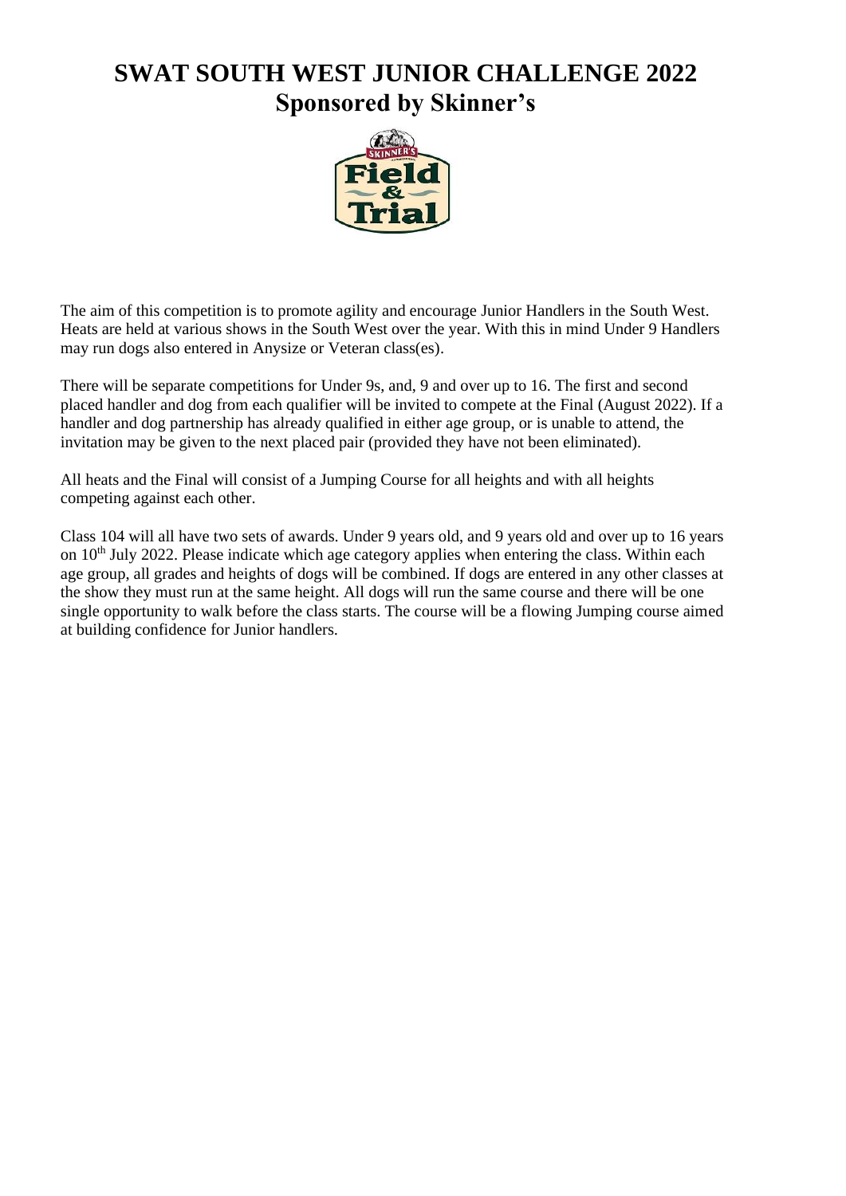# SWAT SOUTH WEST JUNIOR CHALLENGE 2022

## Sponsored by Skinner's

The aim of this competition is to promote agility and encourage Junior Handlers in the South West. Heats are held at various shows in the South West over the year. With this in mind Under 9 Handlers may run dogs also entered in Anysize or Veteran class(es).

There will be separate competitions for Under 9s, and, 9 and over up to 16. The first and second placed handler and dog from each qualifier will be invited to compete at the Final (August 2022). If a handler and dog partnership has already qualified in either age group, or is unable to attend, the invitation may be given to the next placed pair (provided they have not been eliminated).

All heats and the Final will consist of a Jumping Course for all heights and with all heights competing against each other.

Class 104 will all have two sets of awards. Under 9 years old, and 9 years old and over up to 16 years on 10th July 2022. Please indicate which age category applies when entering the class. Within each age group, all grades and heights of dogs will be combined. If dogs are entered in any other classes at the show they must run at the same height. All dogs will run the same course and there will be one single opportunity to walk before the class starts. The course will be a flowing Jumping course aimed at building confidence for Junior handlers.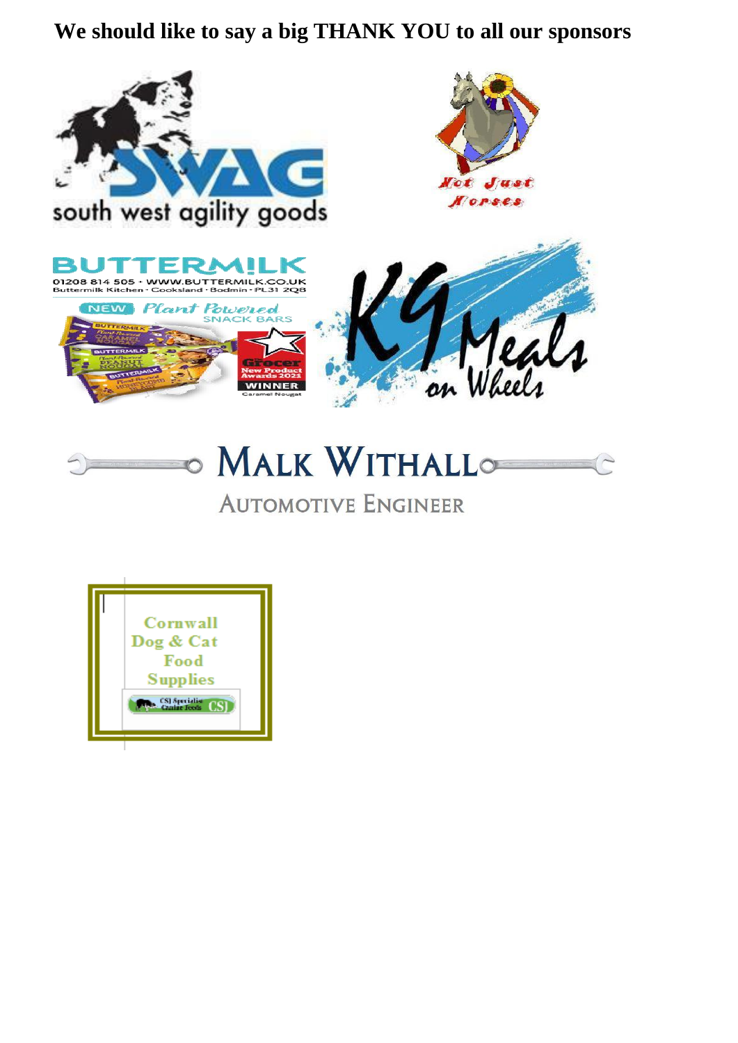**We should like to say a big THANK YOU to all our sponsors**

south west agility goods

Not Just Horses

BUTTERMILK
01208 814 505 · WWW.BUTTERMILK.CO.UK
Buttermilk Kitchen · Cooksland · Bodmin · PL31 2QB
NEW Plant Powered SNACK BARS
The Grocer New Product Awards 2021 WINNER Caramel Nougat

K9 Meals on Wheels

MALK WITHALL
AUTOMOTIVE ENGINEER

Cornwall Dog & Cat Food Supplies